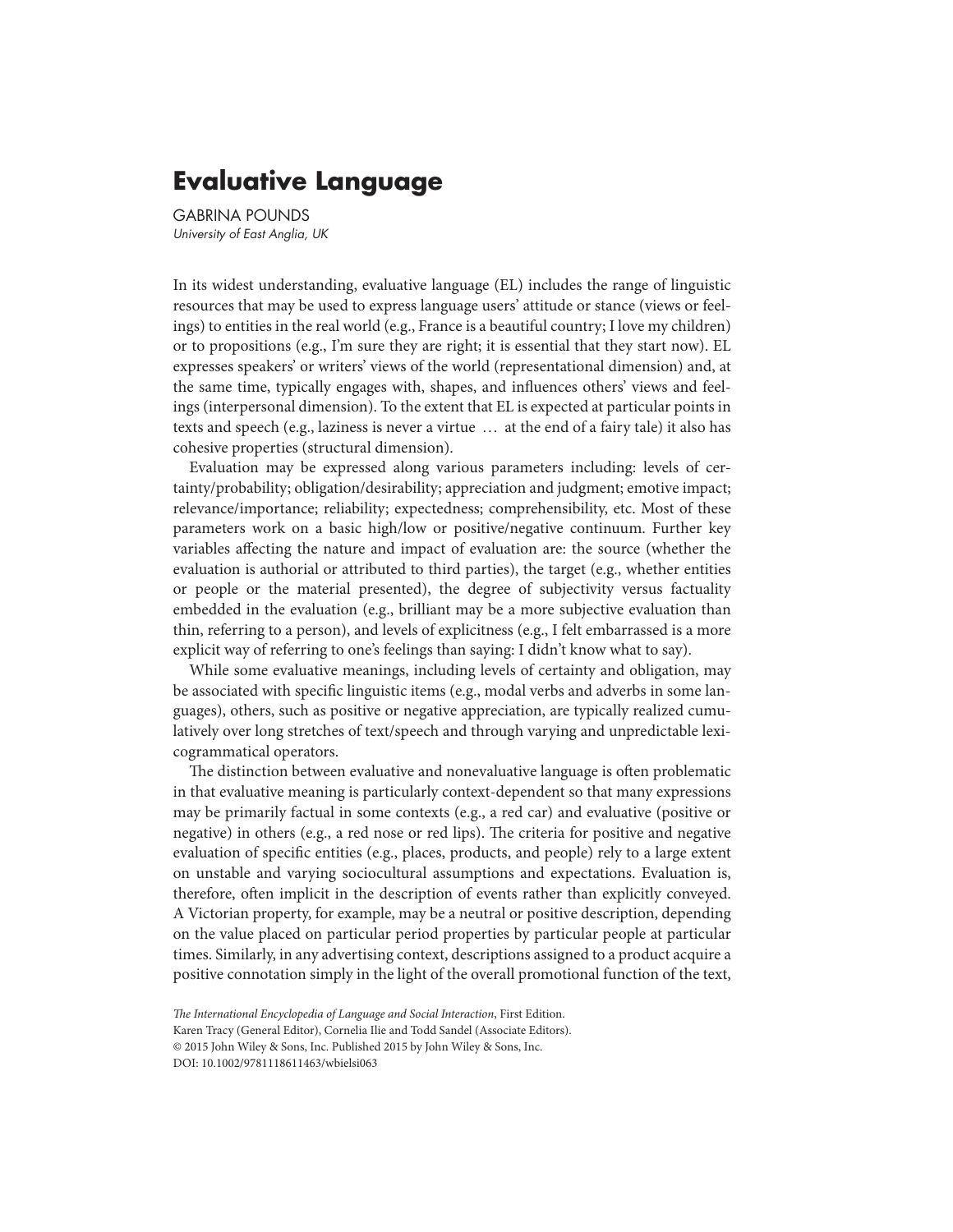# Evaluative Language

GABRINA POUNDS
*University of East Anglia, UK*

In its widest understanding, evaluative language (EL) includes the range of linguistic resources that may be used to express language users' attitude or stance (views or feelings) to entities in the real world (e.g., France is a beautiful country; I love my children) or to propositions (e.g., I'm sure they are right; it is essential that they start now). EL expresses speakers' or writers' views of the world (representational dimension) and, at the same time, typically engages with, shapes, and influences others' views and feelings (interpersonal dimension). To the extent that EL is expected at particular points in texts and speech (e.g., laziness is never a virtue … at the end of a fairy tale) it also has cohesive properties (structural dimension).

Evaluation may be expressed along various parameters including: levels of certainty/probability; obligation/desirability; appreciation and judgment; emotive impact; relevance/importance; reliability; expectedness; comprehensibility, etc. Most of these parameters work on a basic high/low or positive/negative continuum. Further key variables affecting the nature and impact of evaluation are: the source (whether the evaluation is authorial or attributed to third parties), the target (e.g., whether entities or people or the material presented), the degree of subjectivity versus factuality embedded in the evaluation (e.g., brilliant may be a more subjective evaluation than thin, referring to a person), and levels of explicitness (e.g., I felt embarrassed is a more explicit way of referring to one's feelings than saying: I didn't know what to say).

While some evaluative meanings, including levels of certainty and obligation, may be associated with specific linguistic items (e.g., modal verbs and adverbs in some languages), others, such as positive or negative appreciation, are typically realized cumulatively over long stretches of text/speech and through varying and unpredictable lexicogrammatical operators.

The distinction between evaluative and nonevaluative language is often problematic in that evaluative meaning is particularly context-dependent so that many expressions may be primarily factual in some contexts (e.g., a red car) and evaluative (positive or negative) in others (e.g., a red nose or red lips). The criteria for positive and negative evaluation of specific entities (e.g., places, products, and people) rely to a large extent on unstable and varying sociocultural assumptions and expectations. Evaluation is, therefore, often implicit in the description of events rather than explicitly conveyed. A Victorian property, for example, may be a neutral or positive description, depending on the value placed on particular period properties by particular people at particular times. Similarly, in any advertising context, descriptions assigned to a product acquire a positive connotation simply in the light of the overall promotional function of the text,

*The International Encyclopedia of Language and Social Interaction*, First Edition.
Karen Tracy (General Editor), Cornelia Ilie and Todd Sandel (Associate Editors).
© 2015 John Wiley & Sons, Inc. Published 2015 by John Wiley & Sons, Inc.
DOI: 10.1002/9781118611463/wbielsi063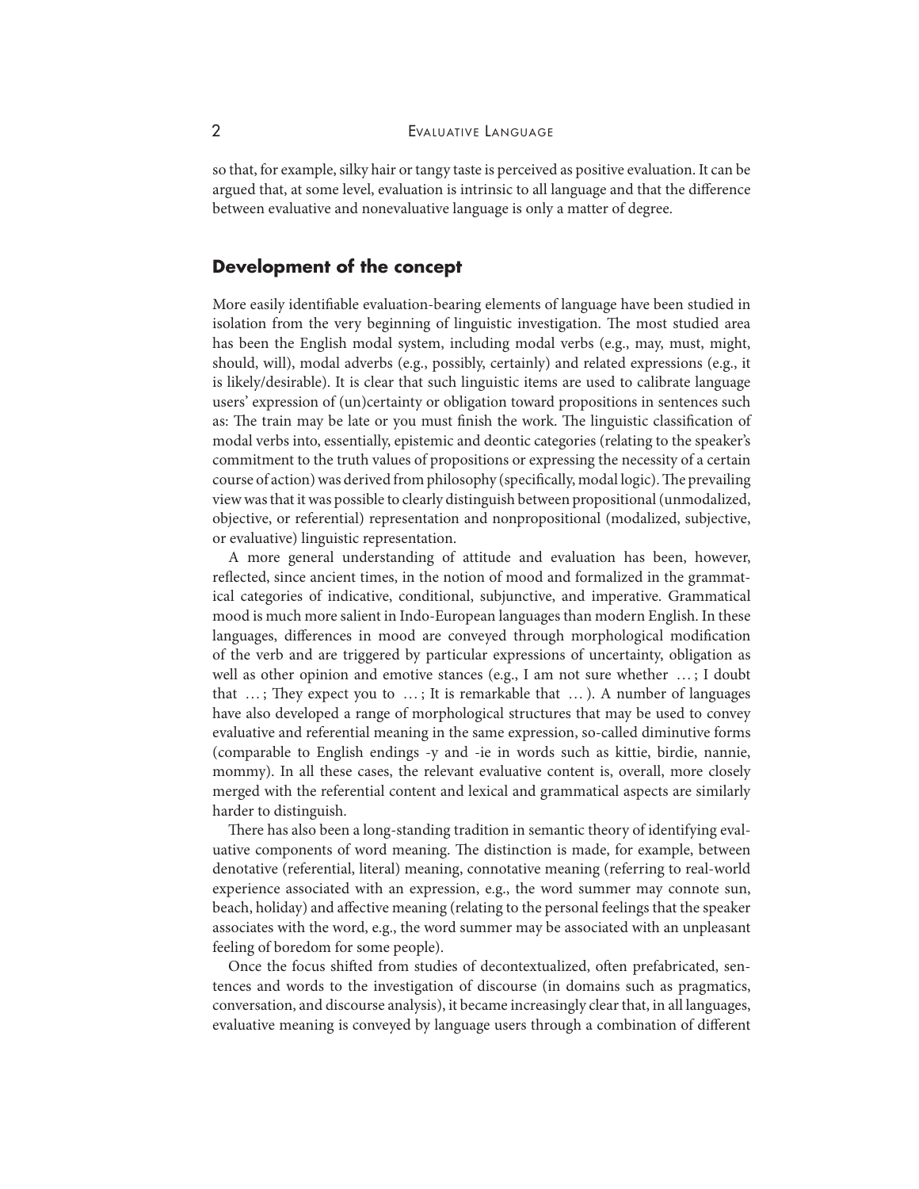so that, for example, silky hair or tangy taste is perceived as positive evaluation. It can be argued that, at some level, evaluation is intrinsic to all language and that the difference between evaluative and nonevaluative language is only a matter of degree.

## Development of the concept

More easily identifiable evaluation-bearing elements of language have been studied in isolation from the very beginning of linguistic investigation. The most studied area has been the English modal system, including modal verbs (e.g., may, must, might, should, will), modal adverbs (e.g., possibly, certainly) and related expressions (e.g., it is likely/desirable). It is clear that such linguistic items are used to calibrate language users' expression of (un)certainty or obligation toward propositions in sentences such as: The train may be late or you must finish the work. The linguistic classification of modal verbs into, essentially, epistemic and deontic categories (relating to the speaker's commitment to the truth values of propositions or expressing the necessity of a certain course of action) was derived from philosophy (specifically, modal logic). The prevailing view was that it was possible to clearly distinguish between propositional (unmodalized, objective, or referential) representation and nonpropositional (modalized, subjective, or evaluative) linguistic representation.

A more general understanding of attitude and evaluation has been, however, reflected, since ancient times, in the notion of mood and formalized in the grammatical categories of indicative, conditional, subjunctive, and imperative. Grammatical mood is much more salient in Indo-European languages than modern English. In these languages, differences in mood are conveyed through morphological modification of the verb and are triggered by particular expressions of uncertainty, obligation as well as other opinion and emotive stances (e.g., I am not sure whether …; I doubt that …; They expect you to …; It is remarkable that …). A number of languages have also developed a range of morphological structures that may be used to convey evaluative and referential meaning in the same expression, so-called diminutive forms (comparable to English endings -y and -ie in words such as kittie, birdie, nannie, mommy). In all these cases, the relevant evaluative content is, overall, more closely merged with the referential content and lexical and grammatical aspects are similarly harder to distinguish.

There has also been a long-standing tradition in semantic theory of identifying evaluative components of word meaning. The distinction is made, for example, between denotative (referential, literal) meaning, connotative meaning (referring to real-world experience associated with an expression, e.g., the word summer may connote sun, beach, holiday) and affective meaning (relating to the personal feelings that the speaker associates with the word, e.g., the word summer may be associated with an unpleasant feeling of boredom for some people).

Once the focus shifted from studies of decontextualized, often prefabricated, sentences and words to the investigation of discourse (in domains such as pragmatics, conversation, and discourse analysis), it became increasingly clear that, in all languages, evaluative meaning is conveyed by language users through a combination of different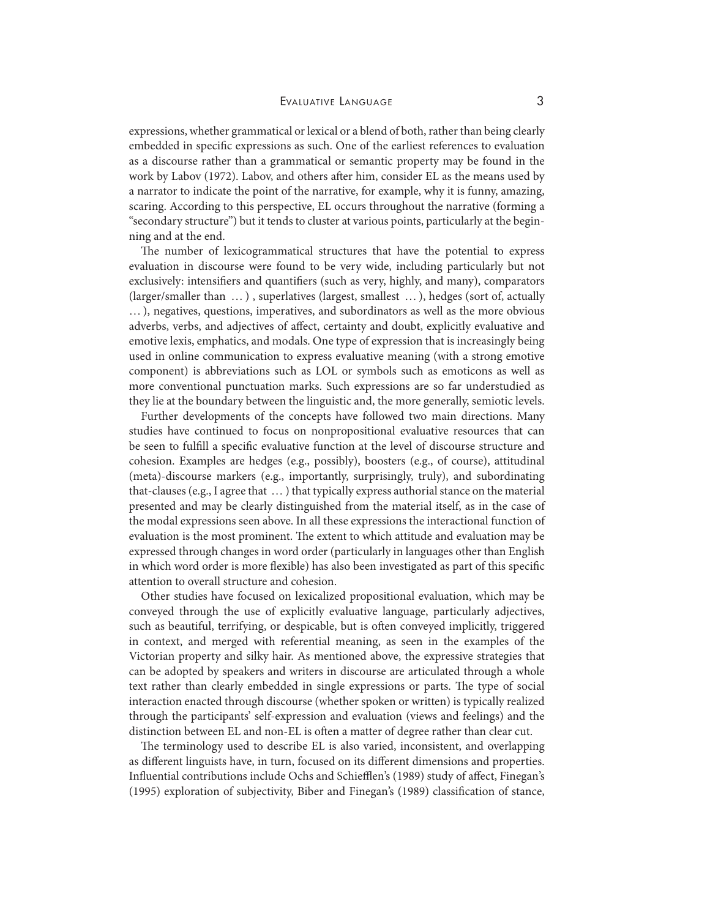expressions, whether grammatical or lexical or a blend of both, rather than being clearly embedded in specific expressions as such. One of the earliest references to evaluation as a discourse rather than a grammatical or semantic property may be found in the work by Labov (1972). Labov, and others after him, consider EL as the means used by a narrator to indicate the point of the narrative, for example, why it is funny, amazing, scaring. According to this perspective, EL occurs throughout the narrative (forming a "secondary structure") but it tends to cluster at various points, particularly at the beginning and at the end.

The number of lexicogrammatical structures that have the potential to express evaluation in discourse were found to be very wide, including particularly but not exclusively: intensifiers and quantifiers (such as very, highly, and many), comparators (larger/smaller than … ) , superlatives (largest, smallest … ), hedges (sort of, actually … ), negatives, questions, imperatives, and subordinators as well as the more obvious adverbs, verbs, and adjectives of affect, certainty and doubt, explicitly evaluative and emotive lexis, emphatics, and modals. One type of expression that is increasingly being used in online communication to express evaluative meaning (with a strong emotive component) is abbreviations such as LOL or symbols such as emoticons as well as more conventional punctuation marks. Such expressions are so far understudied as they lie at the boundary between the linguistic and, the more generally, semiotic levels.

Further developments of the concepts have followed two main directions. Many studies have continued to focus on nonpropositional evaluative resources that can be seen to fulfill a specific evaluative function at the level of discourse structure and cohesion. Examples are hedges (e.g., possibly), boosters (e.g., of course), attitudinal (meta)-discourse markers (e.g., importantly, surprisingly, truly), and subordinating that-clauses (e.g., I agree that … ) that typically express authorial stance on the material presented and may be clearly distinguished from the material itself, as in the case of the modal expressions seen above. In all these expressions the interactional function of evaluation is the most prominent. The extent to which attitude and evaluation may be expressed through changes in word order (particularly in languages other than English in which word order is more flexible) has also been investigated as part of this specific attention to overall structure and cohesion.

Other studies have focused on lexicalized propositional evaluation, which may be conveyed through the use of explicitly evaluative language, particularly adjectives, such as beautiful, terrifying, or despicable, but is often conveyed implicitly, triggered in context, and merged with referential meaning, as seen in the examples of the Victorian property and silky hair. As mentioned above, the expressive strategies that can be adopted by speakers and writers in discourse are articulated through a whole text rather than clearly embedded in single expressions or parts. The type of social interaction enacted through discourse (whether spoken or written) is typically realized through the participants' self-expression and evaluation (views and feelings) and the distinction between EL and non-EL is often a matter of degree rather than clear cut.

The terminology used to describe EL is also varied, inconsistent, and overlapping as different linguists have, in turn, focused on its different dimensions and properties. Influential contributions include Ochs and Schiefflen's (1989) study of affect, Finegan's (1995) exploration of subjectivity, Biber and Finegan's (1989) classification of stance,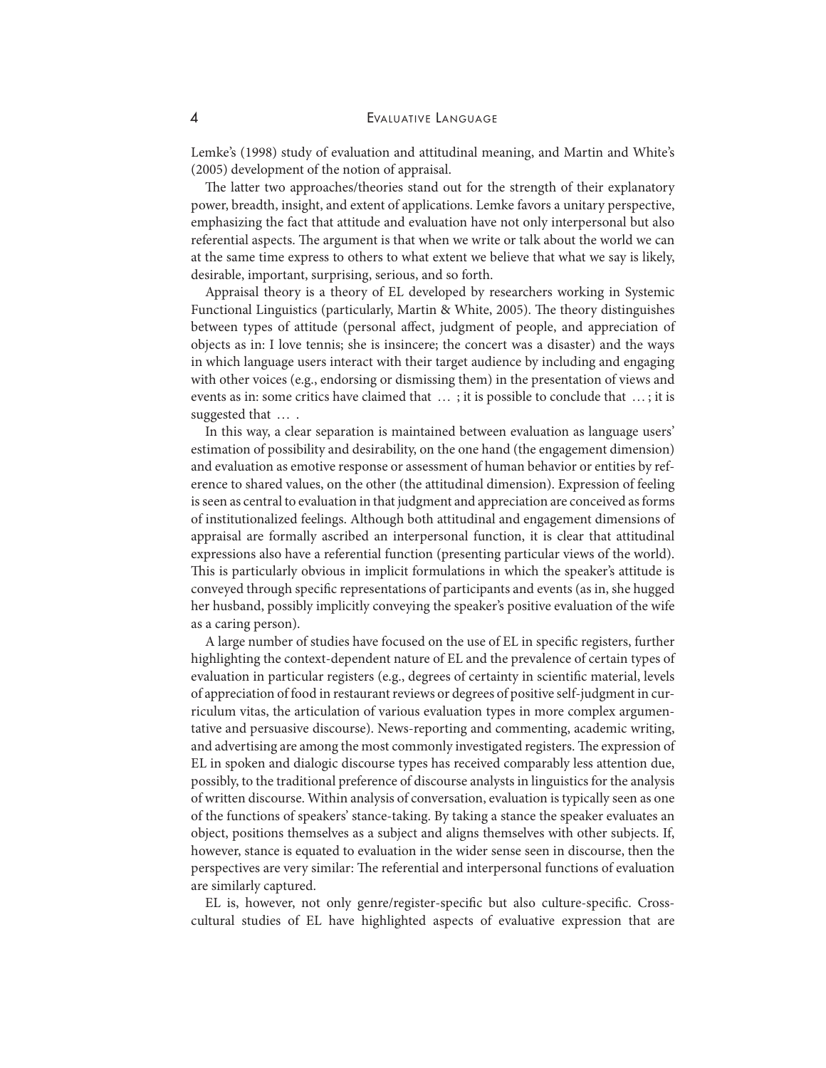Lemke's (1998) study of evaluation and attitudinal meaning, and Martin and White's (2005) development of the notion of appraisal.

The latter two approaches/theories stand out for the strength of their explanatory power, breadth, insight, and extent of applications. Lemke favors a unitary perspective, emphasizing the fact that attitude and evaluation have not only interpersonal but also referential aspects. The argument is that when we write or talk about the world we can at the same time express to others to what extent we believe that what we say is likely, desirable, important, surprising, serious, and so forth.

Appraisal theory is a theory of EL developed by researchers working in Systemic Functional Linguistics (particularly, Martin & White, 2005). The theory distinguishes between types of attitude (personal affect, judgment of people, and appreciation of objects as in: I love tennis; she is insincere; the concert was a disaster) and the ways in which language users interact with their target audience by including and engaging with other voices (e.g., endorsing or dismissing them) in the presentation of views and events as in: some critics have claimed that … ; it is possible to conclude that … ; it is suggested that … .

In this way, a clear separation is maintained between evaluation as language users' estimation of possibility and desirability, on the one hand (the engagement dimension) and evaluation as emotive response or assessment of human behavior or entities by reference to shared values, on the other (the attitudinal dimension). Expression of feeling is seen as central to evaluation in that judgment and appreciation are conceived as forms of institutionalized feelings. Although both attitudinal and engagement dimensions of appraisal are formally ascribed an interpersonal function, it is clear that attitudinal expressions also have a referential function (presenting particular views of the world). This is particularly obvious in implicit formulations in which the speaker's attitude is conveyed through specific representations of participants and events (as in, she hugged her husband, possibly implicitly conveying the speaker's positive evaluation of the wife as a caring person).

A large number of studies have focused on the use of EL in specific registers, further highlighting the context-dependent nature of EL and the prevalence of certain types of evaluation in particular registers (e.g., degrees of certainty in scientific material, levels of appreciation of food in restaurant reviews or degrees of positive self-judgment in curriculum vitas, the articulation of various evaluation types in more complex argumentative and persuasive discourse). News-reporting and commenting, academic writing, and advertising are among the most commonly investigated registers. The expression of EL in spoken and dialogic discourse types has received comparably less attention due, possibly, to the traditional preference of discourse analysts in linguistics for the analysis of written discourse. Within analysis of conversation, evaluation is typically seen as one of the functions of speakers' stance-taking. By taking a stance the speaker evaluates an object, positions themselves as a subject and aligns themselves with other subjects. If, however, stance is equated to evaluation in the wider sense seen in discourse, then the perspectives are very similar: The referential and interpersonal functions of evaluation are similarly captured.

EL is, however, not only genre/register-specific but also culture-specific. Cross-cultural studies of EL have highlighted aspects of evaluative expression that are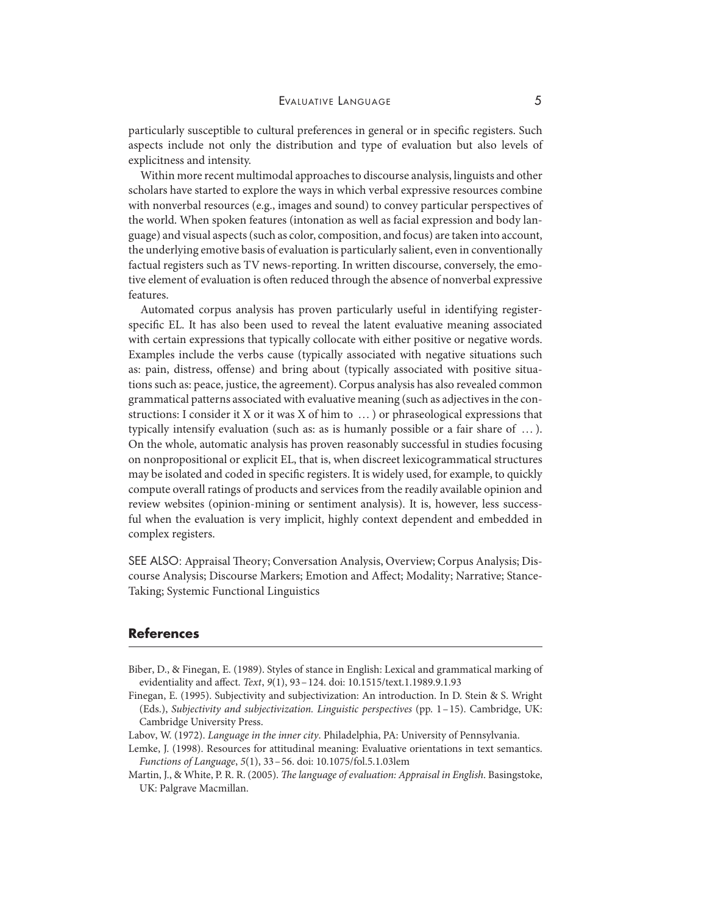particularly susceptible to cultural preferences in general or in specific registers. Such aspects include not only the distribution and type of evaluation but also levels of explicitness and intensity.

Within more recent multimodal approaches to discourse analysis, linguists and other scholars have started to explore the ways in which verbal expressive resources combine with nonverbal resources (e.g., images and sound) to convey particular perspectives of the world. When spoken features (intonation as well as facial expression and body language) and visual aspects (such as color, composition, and focus) are taken into account, the underlying emotive basis of evaluation is particularly salient, even in conventionally factual registers such as TV news-reporting. In written discourse, conversely, the emotive element of evaluation is often reduced through the absence of nonverbal expressive features.

Automated corpus analysis has proven particularly useful in identifying register-specific EL. It has also been used to reveal the latent evaluative meaning associated with certain expressions that typically collocate with either positive or negative words. Examples include the verbs cause (typically associated with negative situations such as: pain, distress, offense) and bring about (typically associated with positive situations such as: peace, justice, the agreement). Corpus analysis has also revealed common grammatical patterns associated with evaluative meaning (such as adjectives in the constructions: I consider it X or it was X of him to … ) or phraseological expressions that typically intensify evaluation (such as: as is humanly possible or a fair share of … ). On the whole, automatic analysis has proven reasonably successful in studies focusing on nonpropositional or explicit EL, that is, when discreet lexicogrammatical structures may be isolated and coded in specific registers. It is widely used, for example, to quickly compute overall ratings of products and services from the readily available opinion and review websites (opinion-mining or sentiment analysis). It is, however, less successful when the evaluation is very implicit, highly context dependent and embedded in complex registers.

SEE ALSO: Appraisal Theory; Conversation Analysis, Overview; Corpus Analysis; Discourse Analysis; Discourse Markers; Emotion and Affect; Modality; Narrative; Stance-Taking; Systemic Functional Linguistics

## References

Biber, D., & Finegan, E. (1989). Styles of stance in English: Lexical and grammatical marking of evidentiality and affect. *Text*, *9*(1), 93–124. doi: 10.1515/text.1.1989.9.1.93

Finegan, E. (1995). Subjectivity and subjectivization: An introduction. In D. Stein & S. Wright (Eds.), *Subjectivity and subjectivization. Linguistic perspectives* (pp. 1–15). Cambridge, UK: Cambridge University Press.

Labov, W. (1972). *Language in the inner city*. Philadelphia, PA: University of Pennsylvania.

Lemke, J. (1998). Resources for attitudinal meaning: Evaluative orientations in text semantics. *Functions of Language*, *5*(1), 33–56. doi: 10.1075/fol.5.1.03lem

Martin, J., & White, P. R. R. (2005). *The language of evaluation: Appraisal in English*. Basingstoke, UK: Palgrave Macmillan.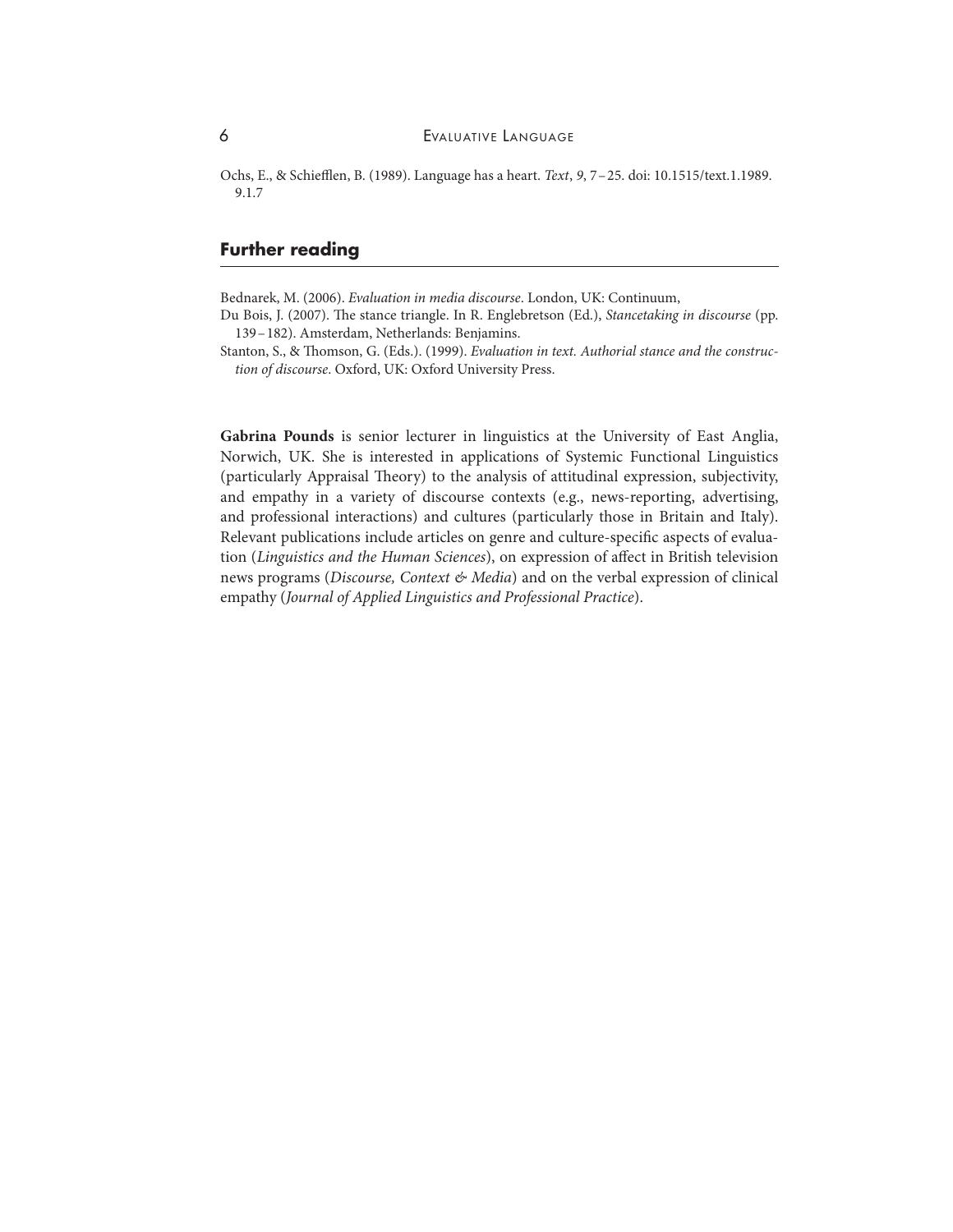Ochs, E., & Schiefflen, B. (1989). Language has a heart. *Text*, *9*, 7–25. doi: 10.1515/text.1.1989.9.1.7

## Further reading

Bednarek, M. (2006). *Evaluation in media discourse*. London, UK: Continuum,

Du Bois, J. (2007). The stance triangle. In R. Englebretson (Ed.), *Stancetaking in discourse* (pp. 139–182). Amsterdam, Netherlands: Benjamins.

Stanton, S., & Thomson, G. (Eds.). (1999). *Evaluation in text. Authorial stance and the construction of discourse*. Oxford, UK: Oxford University Press.

**Gabrina Pounds** is senior lecturer in linguistics at the University of East Anglia, Norwich, UK. She is interested in applications of Systemic Functional Linguistics (particularly Appraisal Theory) to the analysis of attitudinal expression, subjectivity, and empathy in a variety of discourse contexts (e.g., news-reporting, advertising, and professional interactions) and cultures (particularly those in Britain and Italy). Relevant publications include articles on genre and culture-specific aspects of evaluation (*Linguistics and the Human Sciences*), on expression of affect in British television news programs (*Discourse, Context & Media*) and on the verbal expression of clinical empathy (*Journal of Applied Linguistics and Professional Practice*).